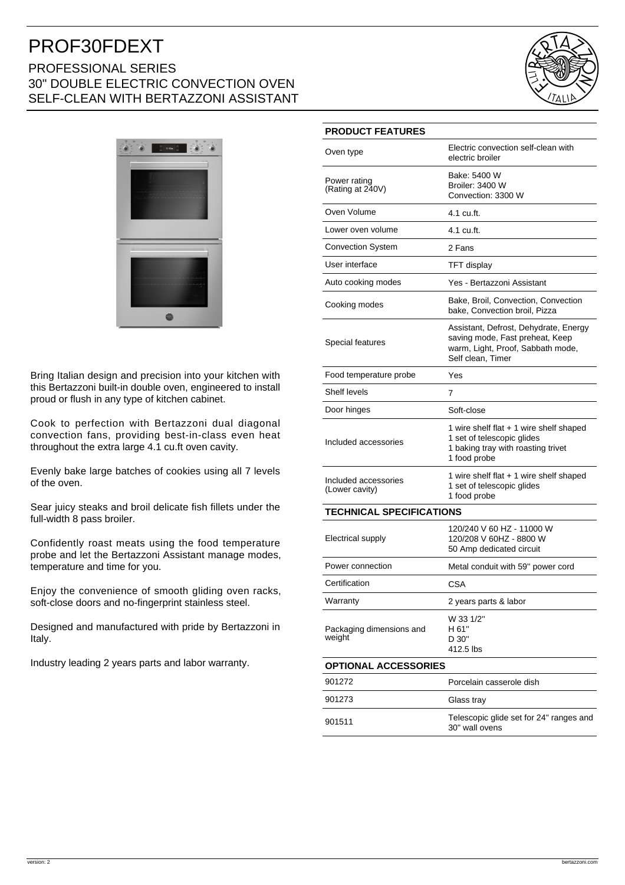# PROF30FDEXT

## PROFESSIONAL SERIES
## 30" DOUBLE ELECTRIC CONVECTION OVEN
## SELF-CLEAN WITH BERTAZZONI ASSISTANT

Bring Italian design and precision into your kitchen with this Bertazzoni built-in double oven, engineered to install proud or flush in any type of kitchen cabinet.

Cook to perfection with Bertazzoni dual diagonal convection fans, providing best-in-class even heat throughout the extra large 4.1 cu.ft oven cavity.

Evenly bake large batches of cookies using all 7 levels of the oven.

Sear juicy steaks and broil delicate fish fillets under the full-width 8 pass broiler.

Confidently roast meats using the food temperature probe and let the Bertazzoni Assistant manage modes, temperature and time for you.

Enjoy the convenience of smooth gliding oven racks, soft-close doors and no-fingerprint stainless steel.

Designed and manufactured with pride by Bertazzoni in Italy.

Industry leading 2 years parts and labor warranty.

| PRODUCT FEATURES | |
|---|---|
| Oven type | Electric convection self-clean with electric broiler |
| Power rating (Rating at 240V) | Bake: 5400 W<br>Broiler: 3400 W<br>Convection: 3300 W |
| Oven Volume | 4.1 cu.ft. |
| Lower oven volume | 4.1 cu.ft. |
| Convection System | 2 Fans |
| User interface | TFT display |
| Auto cooking modes | Yes - Bertazzoni Assistant |
| Cooking modes | Bake, Broil, Convection, Convection bake, Convection broil, Pizza |
| Special features | Assistant, Defrost, Dehydrate, Energy saving mode, Fast preheat, Keep warm, Light, Proof, Sabbath mode, Self clean, Timer |
| Food temperature probe | Yes |
| Shelf levels | 7 |
| Door hinges | Soft-close |
| Included accessories | 1 wire shelf flat + 1 wire shelf shaped<br>1 set of telescopic glides<br>1 baking tray with roasting trivet<br>1 food probe |
| Included accessories (Lower cavity) | 1 wire shelf flat + 1 wire shelf shaped<br>1 set of telescopic glides<br>1 food probe |

| TECHNICAL SPECIFICATIONS | |
|---|---|
| Electrical supply | 120/240 V 60 HZ - 11000 W<br>120/208 V 60HZ - 8800 W<br>50 Amp dedicated circuit |
| Power connection | Metal conduit with 59" power cord |
| Certification | CSA |
| Warranty | 2 years parts & labor |
| Packaging dimensions and weight | W 33 1/2"<br>H 61"<br>D 30"<br>412.5 lbs |

| OPTIONAL ACCESSORIES | |
|---|---|
| 901272 | Porcelain casserole dish |
| 901273 | Glass tray |
| 901511 | Telescopic glide set for 24" ranges and 30" wall ovens |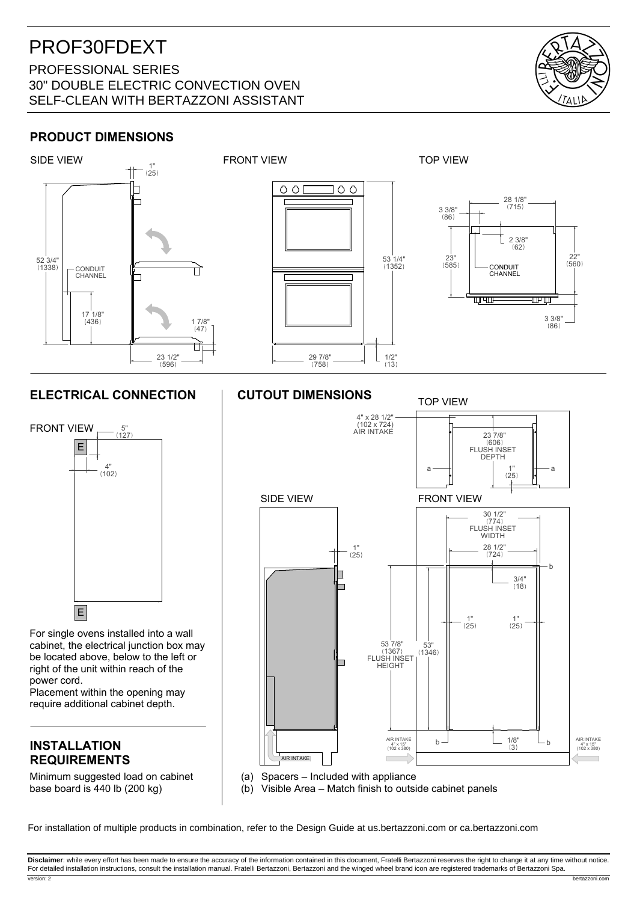# PROF30FDEXT

PROFESSIONAL SERIES
30" DOUBLE ELECTRIC CONVECTION OVEN
SELF-CLEAN WITH BERTAZZONI ASSISTANT

## PRODUCT DIMENSIONS

SIDE VIEW

1" (25)
52 3/4" (1338)
CONDUIT CHANNEL
17 1/8" (436)
1 7/8" (47)
23 1/2" (596)

FRONT VIEW

53 1/4" (1352)
29 7/8" (758)
1/2" (13)

TOP VIEW

28 1/8" (715)
3 3/8" (86)
2 3/8" (62)
23" (585)
22" (560)
CONDUIT CHANNEL
3 3/8" (86)

## ELECTRICAL CONNECTION

FRONT VIEW

5" (127)
E
4" (102)
E

For single ovens installed into a wall cabinet, the electrical junction box may be located above, below to the left or right of the unit within reach of the power cord.
Placement within the opening may require additional cabinet depth.

## INSTALLATION REQUIREMENTS

Minimum suggested load on cabinet base board is 440 lb (200 kg)

## CUTOUT DIMENSIONS

TOP VIEW

4" x 28 1/2" (102 x 724) AIR INTAKE
23 7/8" (606) FLUSH INSET DEPTH
a
1" (25)
a

SIDE VIEW

1" (25)
AIR INTAKE

FRONT VIEW

30 1/2" (774) FLUSH INSET WIDTH
28 1/2" (724)
b
3/4" (18)
1" (25)
1" (25)
53 7/8" (1367) FLUSH INSET HEIGHT
53" (1346)
AIR INTAKE 4" x 15" (102 x 380)
b
1/8" (3)
b
AIR INTAKE 4" x 15" (102 x 380)

(a) Spacers – Included with appliance
(b) Visible Area – Match finish to outside cabinet panels

For installation of multiple products in combination, refer to the Design Guide at us.bertazzoni.com or ca.bertazzoni.com

**Disclaimer**: while every effort has been made to ensure the accuracy of the information contained in this document, Fratelli Bertazzoni reserves the right to change it at any time without notice. For detailed installation instructions, consult the installation manual. Fratelli Bertazzoni, Bertazzoni and the winged wheel brand icon are registered trademarks of Bertazzoni Spa.

version: 2

bertazzoni.com